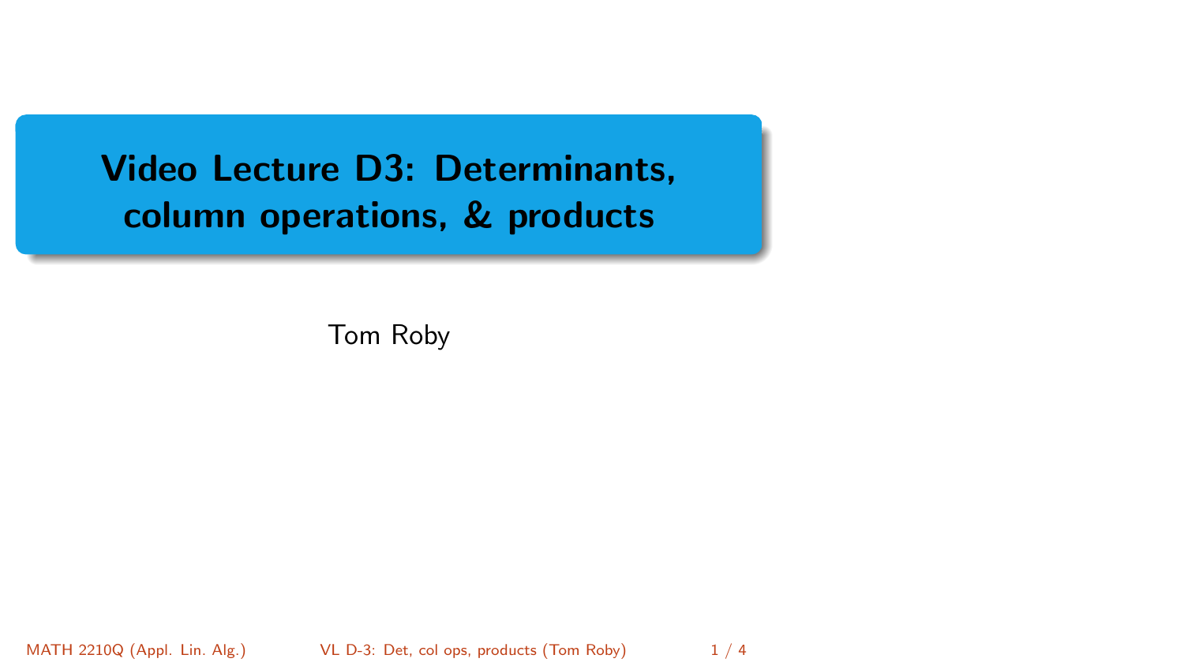# Video Lecture D3: Determinants, column operations, & products

Tom Roby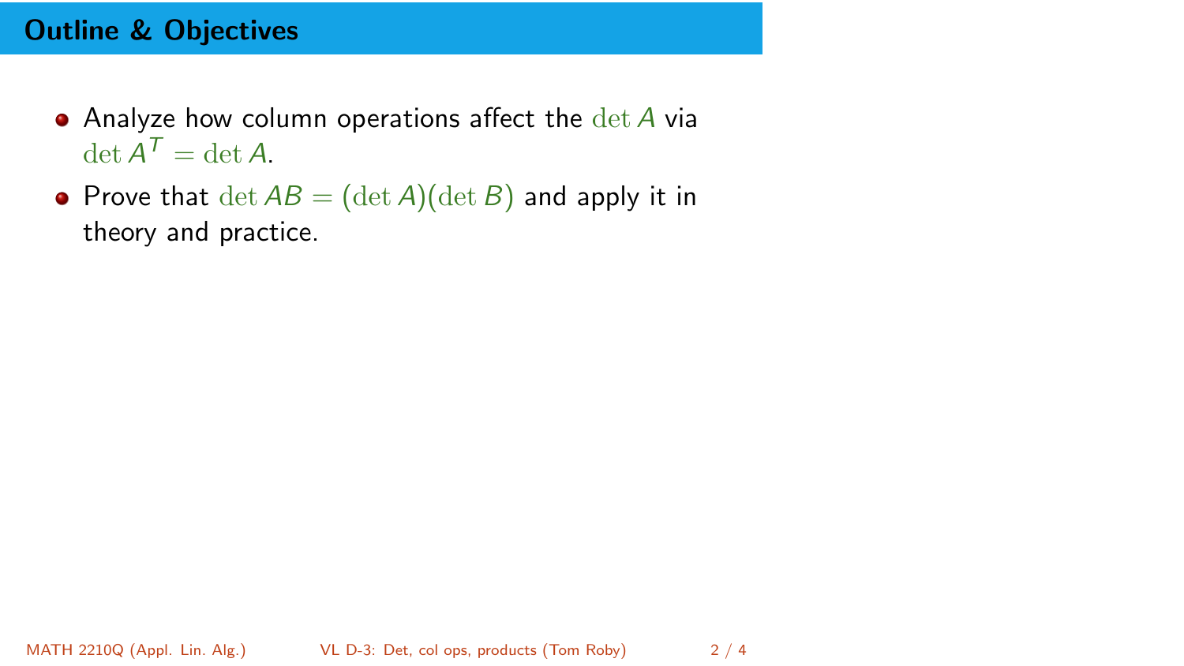## Outline & Objectives

- Analyze how column operations affect the $\det A$ via $\det A^T = \det A$.
- Prove that $\det AB = (\det A)(\det B)$ and apply it in theory and practice.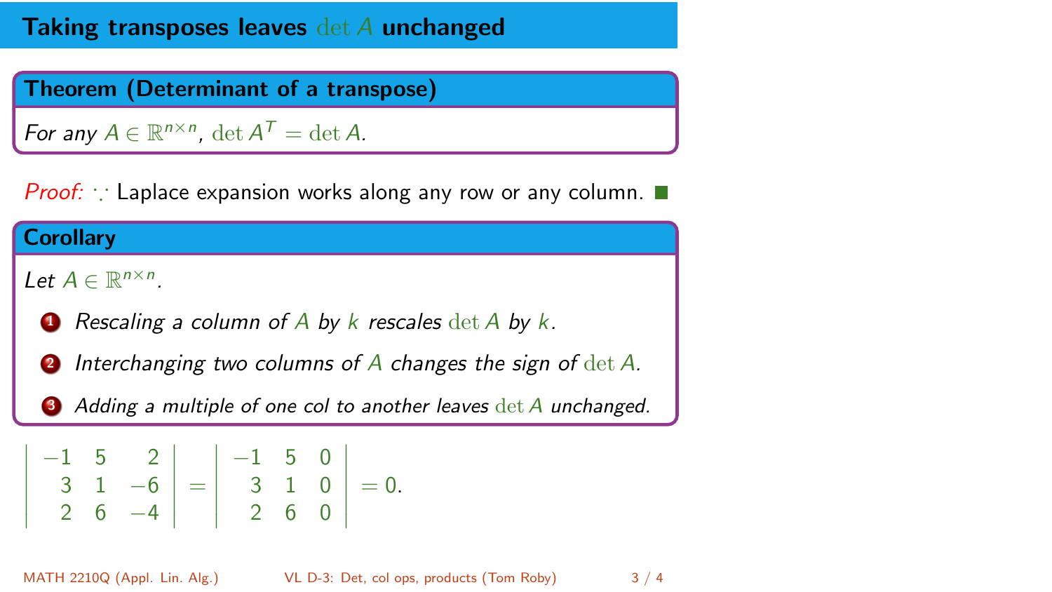# Taking transposes leaves $\det A$ unchanged

**Theorem (Determinant of a transpose)**

*For any $A \in \mathbb{R}^{n\times n}$, $\det A^T = \det A$.*

*Proof:* $\because$ Laplace expansion works along any row or any column. ■

**Corollary**

*Let $A \in \mathbb{R}^{n\times n}$.*

1. *Rescaling a column of $A$ by $k$ rescales $\det A$ by $k$.*
2. *Interchanging two columns of $A$ changes the sign of $\det A$.*
3. *Adding a multiple of one col to another leaves $\det A$ unchanged.*

$$\begin{vmatrix} -1 & 5 & 2 \\ 3 & 1 & -6 \\ 2 & 6 & -4 \end{vmatrix} = \begin{vmatrix} -1 & 5 & 0 \\ 3 & 1 & 0 \\ 2 & 6 & 0 \end{vmatrix} = 0.$$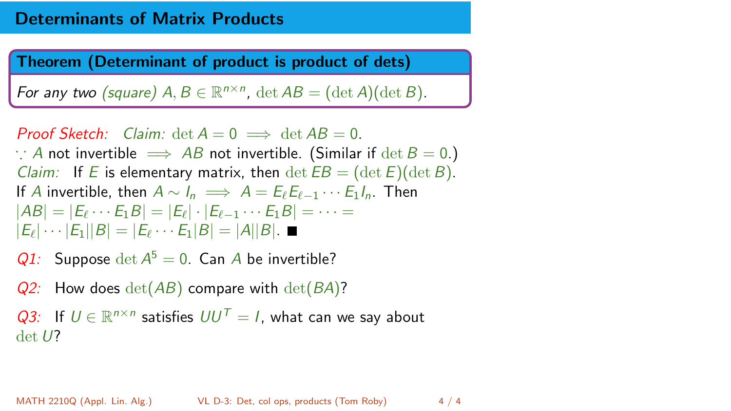# Determinants of Matrix Products

**Theorem (Determinant of product is product of dets)**

*For any two (square) $A, B \in \mathbb{R}^{n\times n}$, $\det AB = (\det A)(\det B)$.*

*Proof Sketch:* *Claim:* $\det A = 0 \implies \det AB = 0$.

$\because$ $A$ not invertible $\implies$ $AB$ not invertible. (Similar if $\det B = 0$.)

*Claim:* If $E$ is elementary matrix, then $\det EB = (\det E)(\det B)$.

If $A$ invertible, then $A \sim I_n \implies A = E_\ell E_{\ell-1}\cdots E_1 I_n$. Then

$|AB| = |E_\ell \cdots E_1 B| = |E_\ell| \cdot |E_{\ell-1}\cdots E_1 B| = \cdots =$

$|E_\ell|\cdots|E_1||B| = |E_\ell \cdots E_1||B| = |A||B|$. ■

*Q1:* Suppose $\det A^5 = 0$. Can $A$ be invertible?

*Q2:* How does $\det(AB)$ compare with $\det(BA)$?

*Q3:* If $U \in \mathbb{R}^{n\times n}$ satisfies $UU^T = I$, what can we say about $\det U$?